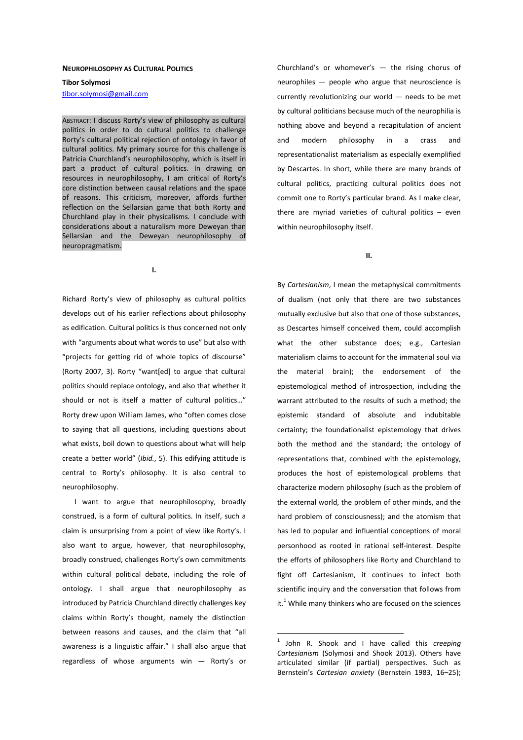# NEUROPHILOSOPHY AS CULTURAL POLITICS

**Tibor Solymosi**

tibor.solymosi@gmail.com

ABSTRACT: I discuss Rorty's view of philosophy as cultural politics in order to do cultural politics to challenge Rorty's cultural political rejection of ontology in favor of cultural politics. My primary source for this challenge is Patricia Churchland's neurophilosophy, which is itself in part a product of cultural politics. In drawing on resources in neurophilosophy, I am critical of Rorty's core distinction between causal relations and the space of reasons. This criticism, moreover, affords further reflection on the Sellarsian game that both Rorty and Churchland play in their physicalisms. I conclude with considerations about a naturalism more Deweyan than Sellarsian and the Deweyan neurophilosophy of neuropragmatism.

## I.

Richard Rorty's view of philosophy as cultural politics develops out of his earlier reflections about philosophy as edification. Cultural politics is thus concerned not only with "arguments about what words to use" but also with "projects for getting rid of whole topics of discourse" (Rorty 2007, 3). Rorty "want[ed] to argue that cultural politics should replace ontology, and also that whether it should or not is itself a matter of cultural politics…" Rorty drew upon William James, who "often comes close to saying that all questions, including questions about what exists, boil down to questions about what will help create a better world" (*Ibid.*, 5). This edifying attitude is central to Rorty's philosophy. It is also central to neurophilosophy.

I want to argue that neurophilosophy, broadly construed, is a form of cultural politics. In itself, such a claim is unsurprising from a point of view like Rorty's. I also want to argue, however, that neurophilosophy, broadly construed, challenges Rorty's own commitments within cultural political debate, including the role of ontology. I shall argue that neurophilosophy as introduced by Patricia Churchland directly challenges key claims within Rorty's thought, namely the distinction between reasons and causes, and the claim that "all awareness is a linguistic affair." I shall also argue that regardless of whose arguments win — Rorty's or Churchland's or whomever's — the rising chorus of neurophiles — people who argue that neuroscience is currently revolutionizing our world — needs to be met by cultural politicians because much of the neurophilia is nothing above and beyond a recapitulation of ancient and modern philosophy in a crass and representationalist materialism as especially exemplified by Descartes. In short, while there are many brands of cultural politics, practicing cultural politics does not commit one to Rorty's particular brand. As I make clear, there are myriad varieties of cultural politics – even within neurophilosophy itself.

## II.

By *Cartesianism*, I mean the metaphysical commitments of dualism (not only that there are two substances mutually exclusive but also that one of those substances, as Descartes himself conceived them, could accomplish what the other substance does; e.g., Cartesian materialism claims to account for the immaterial soul via the material brain); the endorsement of the epistemological method of introspection, including the warrant attributed to the results of such a method; the epistemic standard of absolute and indubitable certainty; the foundationalist epistemology that drives both the method and the standard; the ontology of representations that, combined with the epistemology, produces the host of epistemological problems that characterize modern philosophy (such as the problem of the external world, the problem of other minds, and the hard problem of consciousness); and the atomism that has led to popular and influential conceptions of moral personhood as rooted in rational self-interest. Despite the efforts of philosophers like Rorty and Churchland to fight off Cartesianism, it continues to infect both scientific inquiry and the conversation that follows from it.[1] While many thinkers who are focused on the sciences

---

[1] John R. Shook and I have called this *creeping Cartesianism* (Solymosi and Shook 2013). Others have articulated similar (if partial) perspectives. Such as Bernstein's *Cartesian anxiety* (Bernstein 1983, 16–25);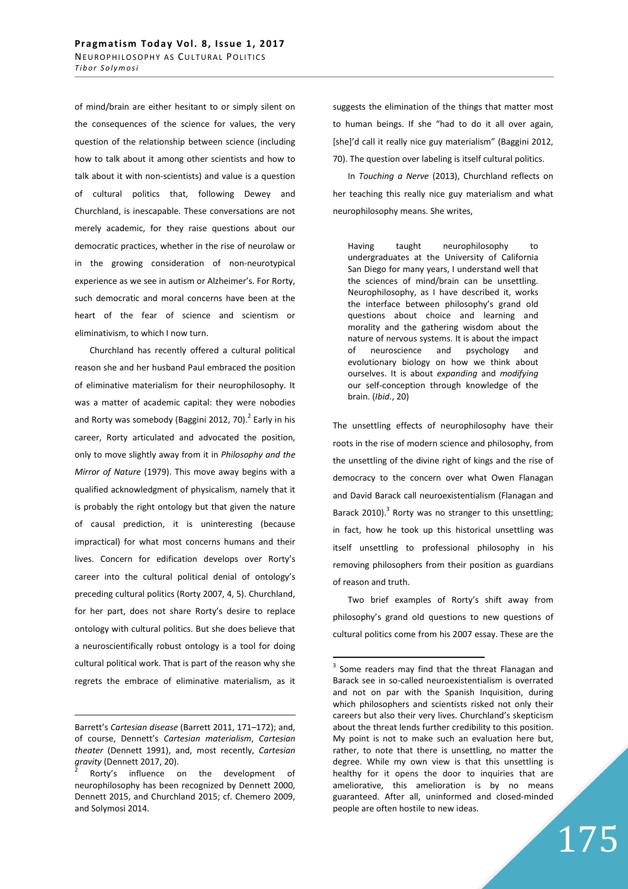of mind/brain are either hesitant to or simply silent on the consequences of the science for values, the very question of the relationship between science (including how to talk about it among other scientists and how to talk about it with non-scientists) and value is a question of cultural politics that, following Dewey and Churchland, is inescapable. These conversations are not merely academic, for they raise questions about our democratic practices, whether in the rise of neurolaw or in the growing consideration of non-neurotypical experience as we see in autism or Alzheimer's. For Rorty, such democratic and moral concerns have been at the heart of the fear of science and scientism or eliminativism, to which I now turn.

Churchland has recently offered a cultural political reason she and her husband Paul embraced the position of eliminative materialism for their neurophilosophy. It was a matter of academic capital: they were nobodies and Rorty was somebody (Baggini 2012, 70).[2] Early in his career, Rorty articulated and advocated the position, only to move slightly away from it in *Philosophy and the Mirror of Nature* (1979). This move away begins with a qualified acknowledgment of physicalism, namely that it is probably the right ontology but that given the nature of causal prediction, it is uninteresting (because impractical) for what most concerns humans and their lives. Concern for edification develops over Rorty's career into the cultural political denial of ontology's preceding cultural politics (Rorty 2007, 4, 5). Churchland, for her part, does not share Rorty's desire to replace ontology with cultural politics. But she does believe that a neuroscientifically robust ontology is a tool for doing cultural political work. That is part of the reason why she regrets the embrace of eliminative materialism, as it suggests the elimination of the things that matter most to human beings. If she "had to do it all over again, [she]'d call it really nice guy materialism" (Baggini 2012, 70). The question over labeling is itself cultural politics.

In *Touching a Nerve* (2013), Churchland reflects on her teaching this really nice guy materialism and what neurophilosophy means. She writes,

> Having taught neurophilosophy to undergraduates at the University of California San Diego for many years, I understand well that the sciences of mind/brain can be unsettling. Neurophilosophy, as I have described it, works the interface between philosophy's grand old questions about choice and learning and morality and the gathering wisdom about the nature of nervous systems. It is about the impact of neuroscience and psychology and evolutionary biology on how we think about ourselves. It is about *expanding* and *modifying* our self-conception through knowledge of the brain. (*Ibid.*, 20)

The unsettling effects of neurophilosophy have their roots in the rise of modern science and philosophy, from the unsettling of the divine right of kings and the rise of democracy to the concern over what Owen Flanagan and David Barack call neuroexistentialism (Flanagan and Barack 2010).[3] Rorty was no stranger to this unsettling; in fact, how he took up this historical unsettling was itself unsettling to professional philosophy in his removing philosophers from their position as guardians of reason and truth.

Two brief examples of Rorty's shift away from philosophy's grand old questions to new questions of cultural politics come from his 2007 essay. These are the

---

Barrett's *Cartesian disease* (Barrett 2011, 171–172); and, of course, Dennett's *Cartesian materialism*, *Cartesian theater* (Dennett 1991), and, most recently, *Cartesian gravity* (Dennett 2017, 20).

[2] Rorty's influence on the development of neurophilosophy has been recognized by Dennett 2000, Dennett 2015, and Churchland 2015; cf. Chemero 2009, and Solymosi 2014.

[3] Some readers may find that the threat Flanagan and Barack see in so-called neuroexistentialism is overrated and not on par with the Spanish Inquisition, during which philosophers and scientists risked not only their careers but also their very lives. Churchland's skepticism about the threat lends further credibility to this position. My point is not to make such an evaluation here but, rather, to note that there is unsettling, no matter the degree. While my own view is that this unsettling is healthy for it opens the door to inquiries that are ameliorative, this amelioration is by no means guaranteed. After all, uninformed and closed-minded people are often hostile to new ideas.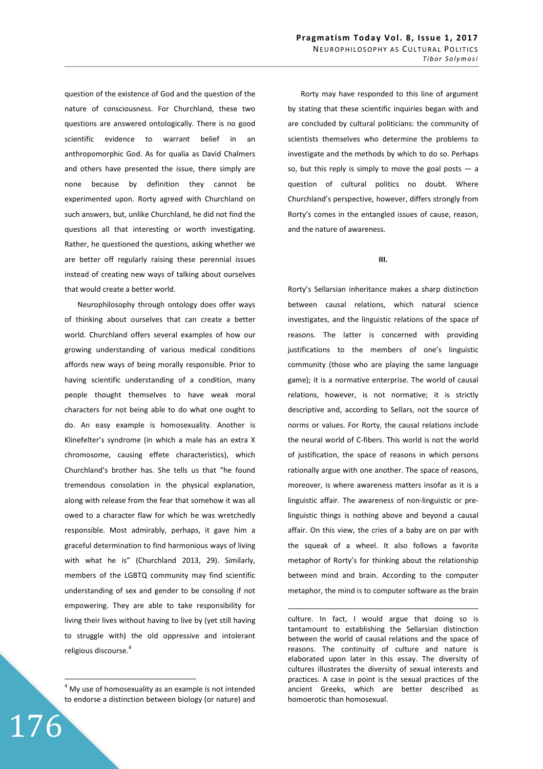question of the existence of God and the question of the nature of consciousness. For Churchland, these two questions are answered ontologically. There is no good scientific evidence to warrant belief in an anthropomorphic God. As for qualia as David Chalmers and others have presented the issue, there simply are none because by definition they cannot be experimented upon. Rorty agreed with Churchland on such answers, but, unlike Churchland, he did not find the questions all that interesting or worth investigating. Rather, he questioned the questions, asking whether we are better off regularly raising these perennial issues instead of creating new ways of talking about ourselves that would create a better world.

Neurophilosophy through ontology does offer ways of thinking about ourselves that can create a better world. Churchland offers several examples of how our growing understanding of various medical conditions affords new ways of being morally responsible. Prior to having scientific understanding of a condition, many people thought themselves to have weak moral characters for not being able to do what one ought to do. An easy example is homosexuality. Another is Klinefelter's syndrome (in which a male has an extra X chromosome, causing effete characteristics), which Churchland's brother has. She tells us that "he found tremendous consolation in the physical explanation, along with release from the fear that somehow it was all owed to a character flaw for which he was wretchedly responsible. Most admirably, perhaps, it gave him a graceful determination to find harmonious ways of living with what he is" (Churchland 2013, 29). Similarly, members of the LGBTQ community may find scientific understanding of sex and gender to be consoling if not empowering. They are able to take responsibility for living their lives without having to live by (yet still having to struggle with) the old oppressive and intolerant religious discourse.[4]

Rorty may have responded to this line of argument by stating that these scientific inquiries began with and are concluded by cultural politicians: the community of scientists themselves who determine the problems to investigate and the methods by which to do so. Perhaps so, but this reply is simply to move the goal posts — a question of cultural politics no doubt. Where Churchland's perspective, however, differs strongly from Rorty's comes in the entangled issues of cause, reason, and the nature of awareness.

**III.**

Rorty's Sellarsian inheritance makes a sharp distinction between causal relations, which natural science investigates, and the linguistic relations of the space of reasons. The latter is concerned with providing justifications to the members of one's linguistic community (those who are playing the same language game); it is a normative enterprise. The world of causal relations, however, is not normative; it is strictly descriptive and, according to Sellars, not the source of norms or values. For Rorty, the causal relations include the neural world of C-fibers. This world is not the world of justification, the space of reasons in which persons rationally argue with one another. The space of reasons, moreover, is where awareness matters insofar as it is a linguistic affair. The awareness of non-linguistic or pre-linguistic things is nothing above and beyond a causal affair. On this view, the cries of a baby are on par with the squeak of a wheel. It also follows a favorite metaphor of Rorty's for thinking about the relationship between mind and brain. According to the computer metaphor, the mind is to computer software as the brain

---

[4] My use of homosexuality as an example is not intended to endorse a distinction between biology (or nature) and culture. In fact, I would argue that doing so is tantamount to establishing the Sellarsian distinction between the world of causal relations and the space of reasons. The continuity of culture and nature is elaborated upon later in this essay. The diversity of cultures illustrates the diversity of sexual interests and practices. A case in point is the sexual practices of the ancient Greeks, which are better described as homoerotic than homosexual.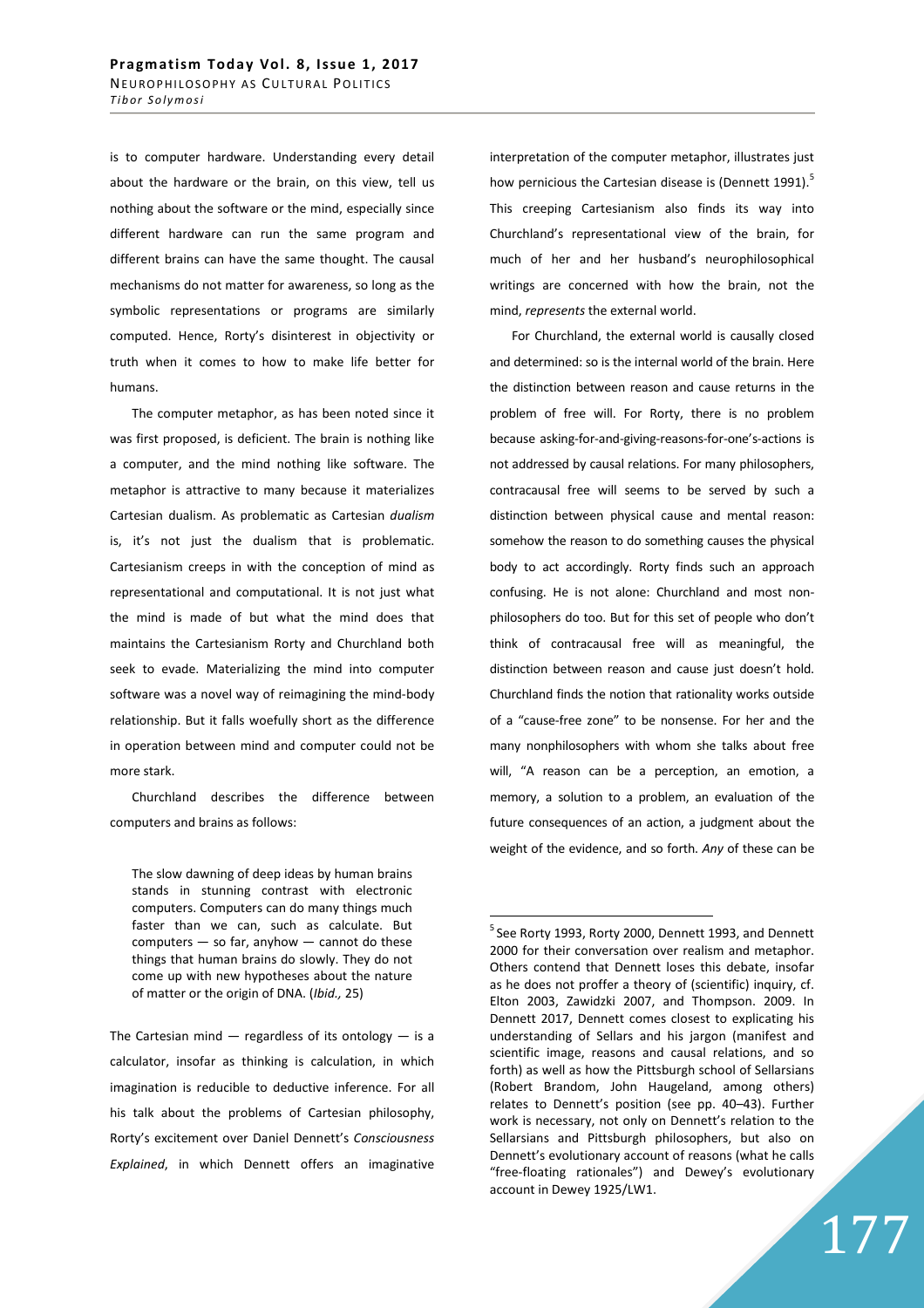is to computer hardware. Understanding every detail about the hardware or the brain, on this view, tell us nothing about the software or the mind, especially since different hardware can run the same program and different brains can have the same thought. The causal mechanisms do not matter for awareness, so long as the symbolic representations or programs are similarly computed. Hence, Rorty's disinterest in objectivity or truth when it comes to how to make life better for humans.

The computer metaphor, as has been noted since it was first proposed, is deficient. The brain is nothing like a computer, and the mind nothing like software. The metaphor is attractive to many because it materializes Cartesian dualism. As problematic as Cartesian *dualism* is, it's not just the dualism that is problematic. Cartesianism creeps in with the conception of mind as representational and computational. It is not just what the mind is made of but what the mind does that maintains the Cartesianism Rorty and Churchland both seek to evade. Materializing the mind into computer software was a novel way of reimagining the mind-body relationship. But it falls woefully short as the difference in operation between mind and computer could not be more stark.

Churchland describes the difference between computers and brains as follows:

> The slow dawning of deep ideas by human brains stands in stunning contrast with electronic computers. Computers can do many things much faster than we can, such as calculate. But computers — so far, anyhow — cannot do these things that human brains do slowly. They do not come up with new hypotheses about the nature of matter or the origin of DNA. (*Ibid.,* 25)

The Cartesian mind — regardless of its ontology — is a calculator, insofar as thinking is calculation, in which imagination is reducible to deductive inference. For all his talk about the problems of Cartesian philosophy, Rorty's excitement over Daniel Dennett's *Consciousness Explained*, in which Dennett offers an imaginative interpretation of the computer metaphor, illustrates just how pernicious the Cartesian disease is (Dennett 1991).[5] This creeping Cartesianism also finds its way into Churchland's representational view of the brain, for much of her and her husband's neurophilosophical writings are concerned with how the brain, not the mind, *represents* the external world.

For Churchland, the external world is causally closed and determined: so is the internal world of the brain. Here the distinction between reason and cause returns in the problem of free will. For Rorty, there is no problem because asking-for-and-giving-reasons-for-one's-actions is not addressed by causal relations. For many philosophers, contracausal free will seems to be served by such a distinction between physical cause and mental reason: somehow the reason to do something causes the physical body to act accordingly. Rorty finds such an approach confusing. He is not alone: Churchland and most non-philosophers do too. But for this set of people who don't think of contracausal free will as meaningful, the distinction between reason and cause just doesn't hold. Churchland finds the notion that rationality works outside of a "cause-free zone" to be nonsense. For her and the many nonphilosophers with whom she talks about free will, "A reason can be a perception, an emotion, a memory, a solution to a problem, an evaluation of the future consequences of an action, a judgment about the weight of the evidence, and so forth. *Any* of these can be

[5] See Rorty 1993, Rorty 2000, Dennett 1993, and Dennett 2000 for their conversation over realism and metaphor. Others contend that Dennett loses this debate, insofar as he does not proffer a theory of (scientific) inquiry, cf. Elton 2003, Zawidzki 2007, and Thompson. 2009. In Dennett 2017, Dennett comes closest to explicating his understanding of Sellars and his jargon (manifest and scientific image, reasons and causal relations, and so forth) as well as how the Pittsburgh school of Sellarsians (Robert Brandom, John Haugeland, among others) relates to Dennett's position (see pp. 40–43). Further work is necessary, not only on Dennett's relation to the Sellarsians and Pittsburgh philosophers, but also on Dennett's evolutionary account of reasons (what he calls "free-floating rationales") and Dewey's evolutionary account in Dewey 1925/LW1.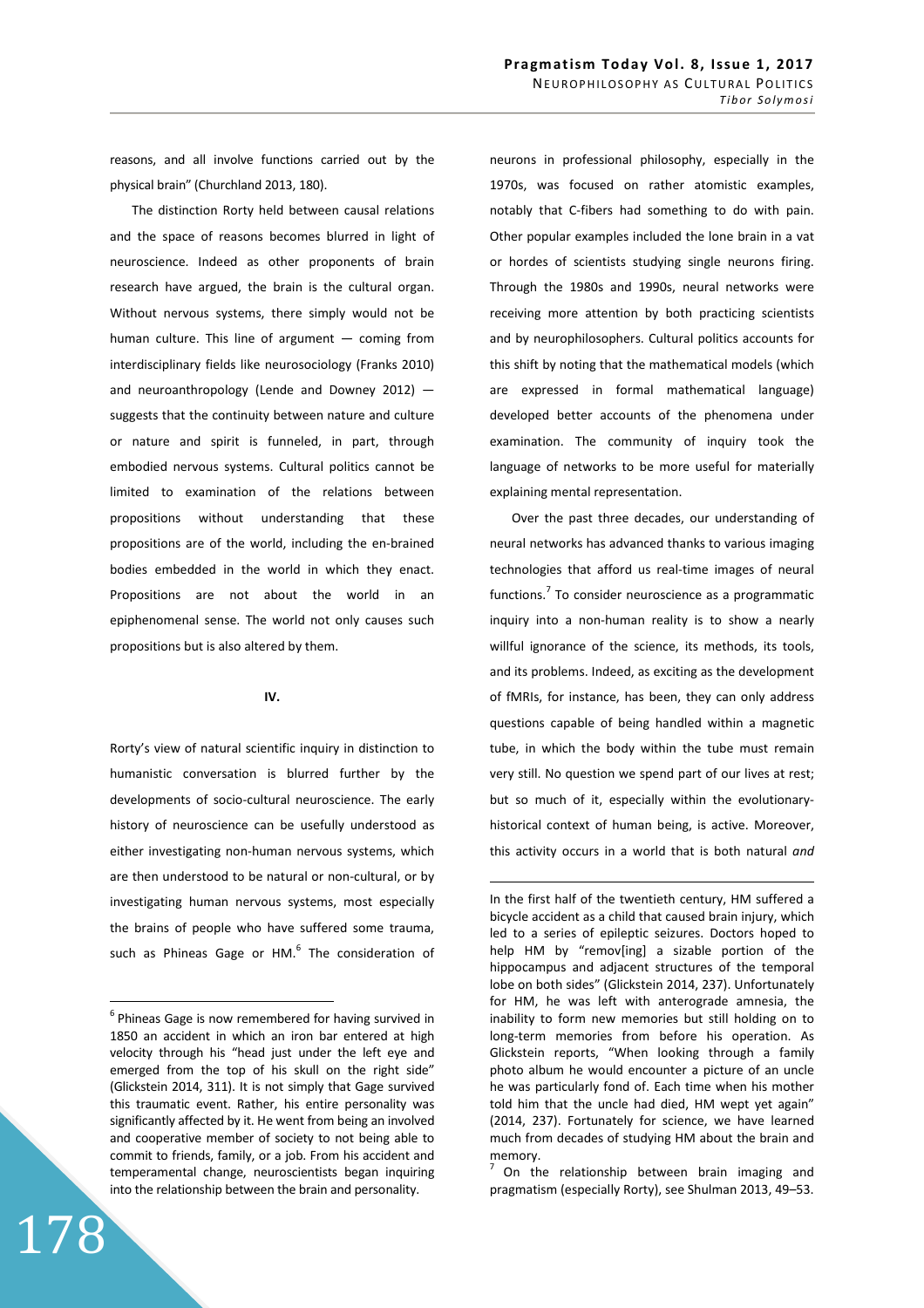reasons, and all involve functions carried out by the physical brain" (Churchland 2013, 180).

The distinction Rorty held between causal relations and the space of reasons becomes blurred in light of neuroscience. Indeed as other proponents of brain research have argued, the brain is the cultural organ. Without nervous systems, there simply would not be human culture. This line of argument — coming from interdisciplinary fields like neurosociology (Franks 2010) and neuroanthropology (Lende and Downey 2012) — suggests that the continuity between nature and culture or nature and spirit is funneled, in part, through embodied nervous systems. Cultural politics cannot be limited to examination of the relations between propositions without understanding that these propositions are of the world, including the en-brained bodies embedded in the world in which they enact. Propositions are not about the world in an epiphenomenal sense. The world not only causes such propositions but is also altered by them.

## IV.

Rorty's view of natural scientific inquiry in distinction to humanistic conversation is blurred further by the developments of socio-cultural neuroscience. The early history of neuroscience can be usefully understood as either investigating non-human nervous systems, which are then understood to be natural or non-cultural, or by investigating human nervous systems, most especially the brains of people who have suffered some trauma, such as Phineas Gage or HM.[6] The consideration of neurons in professional philosophy, especially in the 1970s, was focused on rather atomistic examples, notably that C-fibers had something to do with pain. Other popular examples included the lone brain in a vat or hordes of scientists studying single neurons firing. Through the 1980s and 1990s, neural networks were receiving more attention by both practicing scientists and by neurophilosophers. Cultural politics accounts for this shift by noting that the mathematical models (which are expressed in formal mathematical language) developed better accounts of the phenomena under examination. The community of inquiry took the language of networks to be more useful for materially explaining mental representation.

Over the past three decades, our understanding of neural networks has advanced thanks to various imaging technologies that afford us real-time images of neural functions.[7] To consider neuroscience as a programmatic inquiry into a non-human reality is to show a nearly willful ignorance of the science, its methods, its tools, and its problems. Indeed, as exciting as the development of fMRIs, for instance, has been, they can only address questions capable of being handled within a magnetic tube, in which the body within the tube must remain very still. No question we spend part of our lives at rest; but so much of it, especially within the evolutionary-historical context of human being, is active. Moreover, this activity occurs in a world that is both natural *and*

---

[6] Phineas Gage is now remembered for having survived in 1850 an accident in which an iron bar entered at high velocity through his "head just under the left eye and emerged from the top of his skull on the right side" (Glickstein 2014, 311). It is not simply that Gage survived this traumatic event. Rather, his entire personality was significantly affected by it. He went from being an involved and cooperative member of society to not being able to commit to friends, family, or a job. From his accident and temperamental change, neuroscientists began inquiring into the relationship between the brain and personality.

In the first half of the twentieth century, HM suffered a bicycle accident as a child that caused brain injury, which led to a series of epileptic seizures. Doctors hoped to help HM by "remov[ing] a sizable portion of the hippocampus and adjacent structures of the temporal lobe on both sides" (Glickstein 2014, 237). Unfortunately for HM, he was left with anterograde amnesia, the inability to form new memories but still holding on to long-term memories from before his operation. As Glickstein reports, "When looking through a family photo album he would encounter a picture of an uncle he was particularly fond of. Each time when his mother told him that the uncle had died, HM wept yet again" (2014, 237). Fortunately for science, we have learned much from decades of studying HM about the brain and memory.

[7] On the relationship between brain imaging and pragmatism (especially Rorty), see Shulman 2013, 49–53.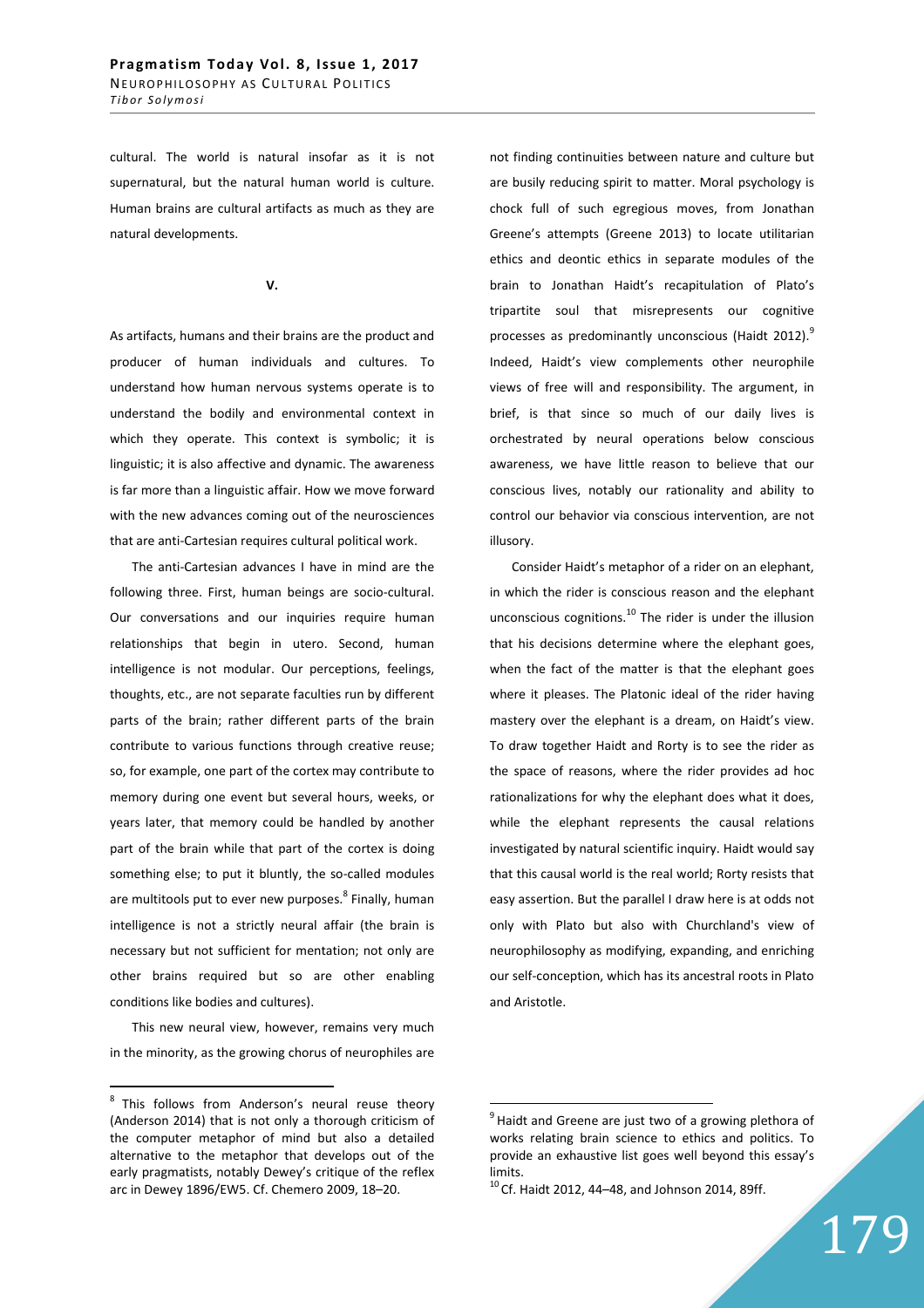cultural. The world is natural insofar as it is not supernatural, but the natural human world is culture. Human brains are cultural artifacts as much as they are natural developments.

## V.

As artifacts, humans and their brains are the product and producer of human individuals and cultures. To understand how human nervous systems operate is to understand the bodily and environmental context in which they operate. This context is symbolic; it is linguistic; it is also affective and dynamic. The awareness is far more than a linguistic affair. How we move forward with the new advances coming out of the neurosciences that are anti-Cartesian requires cultural political work.

The anti-Cartesian advances I have in mind are the following three. First, human beings are socio-cultural. Our conversations and our inquiries require human relationships that begin in utero. Second, human intelligence is not modular. Our perceptions, feelings, thoughts, etc., are not separate faculties run by different parts of the brain; rather different parts of the brain contribute to various functions through creative reuse; so, for example, one part of the cortex may contribute to memory during one event but several hours, weeks, or years later, that memory could be handled by another part of the brain while that part of the cortex is doing something else; to put it bluntly, the so-called modules are multitools put to ever new purposes.[8] Finally, human intelligence is not a strictly neural affair (the brain is necessary but not sufficient for mentation; not only are other brains required but so are other enabling conditions like bodies and cultures).

This new neural view, however, remains very much in the minority, as the growing chorus of neurophiles are not finding continuities between nature and culture but are busily reducing spirit to matter. Moral psychology is chock full of such egregious moves, from Jonathan Greene's attempts (Greene 2013) to locate utilitarian ethics and deontic ethics in separate modules of the brain to Jonathan Haidt's recapitulation of Plato's tripartite soul that misrepresents our cognitive processes as predominantly unconscious (Haidt 2012).[9] Indeed, Haidt's view complements other neurophile views of free will and responsibility. The argument, in brief, is that since so much of our daily lives is orchestrated by neural operations below conscious awareness, we have little reason to believe that our conscious lives, notably our rationality and ability to control our behavior via conscious intervention, are not illusory.

Consider Haidt's metaphor of a rider on an elephant, in which the rider is conscious reason and the elephant unconscious cognitions.[10] The rider is under the illusion that his decisions determine where the elephant goes, when the fact of the matter is that the elephant goes where it pleases. The Platonic ideal of the rider having mastery over the elephant is a dream, on Haidt's view. To draw together Haidt and Rorty is to see the rider as the space of reasons, where the rider provides ad hoc rationalizations for why the elephant does what it does, while the elephant represents the causal relations investigated by natural scientific inquiry. Haidt would say that this causal world is the real world; Rorty resists that easy assertion. But the parallel I draw here is at odds not only with Plato but also with Churchland's view of neurophilosophy as modifying, expanding, and enriching our self-conception, which has its ancestral roots in Plato and Aristotle.

---

[8] This follows from Anderson's neural reuse theory (Anderson 2014) that is not only a thorough criticism of the computer metaphor of mind but also a detailed alternative to the metaphor that develops out of the early pragmatists, notably Dewey's critique of the reflex arc in Dewey 1896/EW5. Cf. Chemero 2009, 18–20.

[9] Haidt and Greene are just two of a growing plethora of works relating brain science to ethics and politics. To provide an exhaustive list goes well beyond this essay's limits.

[10] Cf. Haidt 2012, 44–48, and Johnson 2014, 89ff.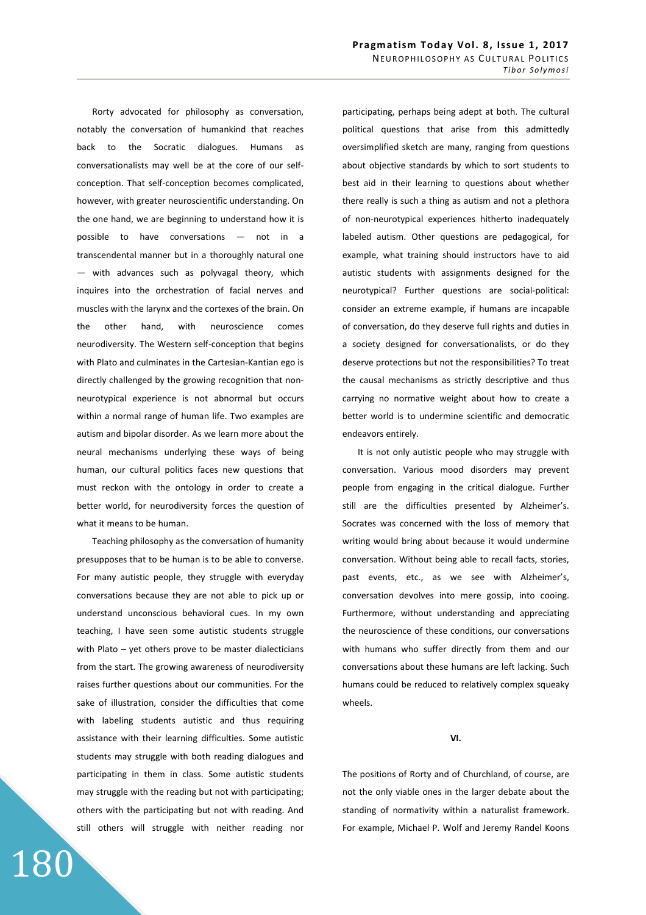Rorty advocated for philosophy as conversation, notably the conversation of humankind that reaches back to the Socratic dialogues. Humans as conversationalists may well be at the core of our self-conception. That self-conception becomes complicated, however, with greater neuroscientific understanding. On the one hand, we are beginning to understand how it is possible to have conversations — not in a transcendental manner but in a thoroughly natural one — with advances such as polyvagal theory, which inquires into the orchestration of facial nerves and muscles with the larynx and the cortexes of the brain. On the other hand, with neuroscience comes neurodiversity. The Western self-conception that begins with Plato and culminates in the Cartesian-Kantian ego is directly challenged by the growing recognition that non-neurotypical experience is not abnormal but occurs within a normal range of human life. Two examples are autism and bipolar disorder. As we learn more about the neural mechanisms underlying these ways of being human, our cultural politics faces new questions that must reckon with the ontology in order to create a better world, for neurodiversity forces the question of what it means to be human.

Teaching philosophy as the conversation of humanity presupposes that to be human is to be able to converse. For many autistic people, they struggle with everyday conversations because they are not able to pick up or understand unconscious behavioral cues. In my own teaching, I have seen some autistic students struggle with Plato – yet others prove to be master dialecticians from the start. The growing awareness of neurodiversity raises further questions about our communities. For the sake of illustration, consider the difficulties that come with labeling students autistic and thus requiring assistance with their learning difficulties. Some autistic students may struggle with both reading dialogues and participating in them in class. Some autistic students may struggle with the reading but not with participating; others with the participating but not with reading. And still others will struggle with neither reading nor participating, perhaps being adept at both. The cultural political questions that arise from this admittedly oversimplified sketch are many, ranging from questions about objective standards by which to sort students to best aid in their learning to questions about whether there really is such a thing as autism and not a plethora of non-neurotypical experiences hitherto inadequately labeled autism. Other questions are pedagogical, for example, what training should instructors have to aid autistic students with assignments designed for the neurotypical? Further questions are social-political: consider an extreme example, if humans are incapable of conversation, do they deserve full rights and duties in a society designed for conversationalists, or do they deserve protections but not the responsibilities? To treat the causal mechanisms as strictly descriptive and thus carrying no normative weight about how to create a better world is to undermine scientific and democratic endeavors entirely.

It is not only autistic people who may struggle with conversation. Various mood disorders may prevent people from engaging in the critical dialogue. Further still are the difficulties presented by Alzheimer's. Socrates was concerned with the loss of memory that writing would bring about because it would undermine conversation. Without being able to recall facts, stories, past events, etc., as we see with Alzheimer's, conversation devolves into mere gossip, into cooing. Furthermore, without understanding and appreciating the neuroscience of these conditions, our conversations with humans who suffer directly from them and our conversations about these humans are left lacking. Such humans could be reduced to relatively complex squeaky wheels.

## VI.

The positions of Rorty and of Churchland, of course, are not the only viable ones in the larger debate about the standing of normativity within a naturalist framework. For example, Michael P. Wolf and Jeremy Randel Koons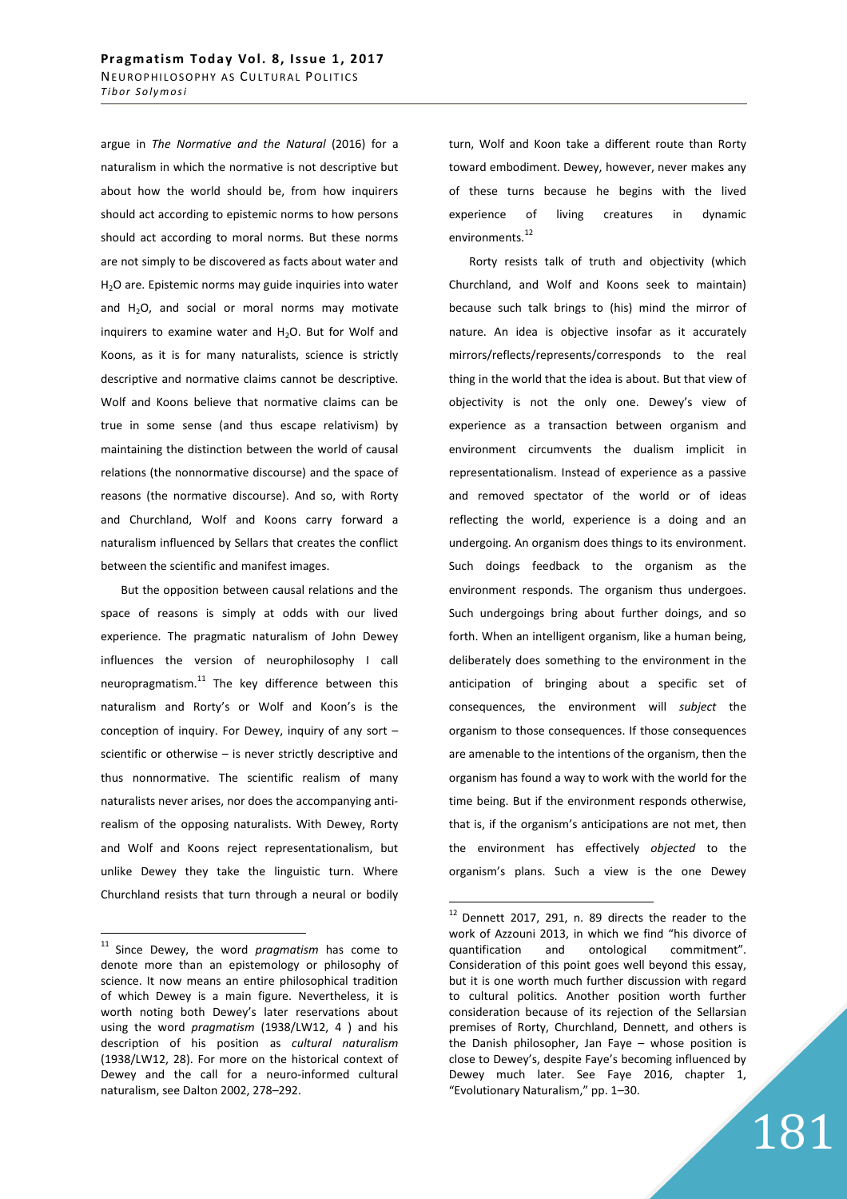argue in *The Normative and the Natural* (2016) for a naturalism in which the normative is not descriptive but about how the world should be, from how inquirers should act according to epistemic norms to how persons should act according to moral norms. But these norms are not simply to be discovered as facts about water and $H_2O$ are. Epistemic norms may guide inquiries into water and $H_2O$, and social or moral norms may motivate inquirers to examine water and $H_2O$. But for Wolf and Koons, as it is for many naturalists, science is strictly descriptive and normative claims cannot be descriptive. Wolf and Koons believe that normative claims can be true in some sense (and thus escape relativism) by maintaining the distinction between the world of causal relations (the nonnormative discourse) and the space of reasons (the normative discourse). And so, with Rorty and Churchland, Wolf and Koons carry forward a naturalism influenced by Sellars that creates the conflict between the scientific and manifest images.

But the opposition between causal relations and the space of reasons is simply at odds with our lived experience. The pragmatic naturalism of John Dewey influences the version of neurophilosophy I call neuropragmatism.[11] The key difference between this naturalism and Rorty's or Wolf and Koon's is the conception of inquiry. For Dewey, inquiry of any sort – scientific or otherwise – is never strictly descriptive and thus nonnormative. The scientific realism of many naturalists never arises, nor does the accompanying anti-realism of the opposing naturalists. With Dewey, Rorty and Wolf and Koons reject representationalism, but unlike Dewey they take the linguistic turn. Where Churchland resists that turn through a neural or bodily turn, Wolf and Koon take a different route than Rorty toward embodiment. Dewey, however, never makes any of these turns because he begins with the lived experience of living creatures in dynamic environments.[12]

Rorty resists talk of truth and objectivity (which Churchland, and Wolf and Koons seek to maintain) because such talk brings to (his) mind the mirror of nature. An idea is objective insofar as it accurately mirrors/reflects/represents/corresponds to the real thing in the world that the idea is about. But that view of objectivity is not the only one. Dewey's view of experience as a transaction between organism and environment circumvents the dualism implicit in representationalism. Instead of experience as a passive and removed spectator of the world or of ideas reflecting the world, experience is a doing and an undergoing. An organism does things to its environment. Such doings feedback to the organism as the environment responds. The organism thus undergoes. Such undergoings bring about further doings, and so forth. When an intelligent organism, like a human being, deliberately does something to the environment in the anticipation of bringing about a specific set of consequences, the environment will *subject* the organism to those consequences. If those consequences are amenable to the intentions of the organism, then the organism has found a way to work with the world for the time being. But if the environment responds otherwise, that is, if the organism's anticipations are not met, then the environment has effectively *objected* to the organism's plans. Such a view is the one Dewey

---

[11] Since Dewey, the word *pragmatism* has come to denote more than an epistemology or philosophy of science. It now means an entire philosophical tradition of which Dewey is a main figure. Nevertheless, it is worth noting both Dewey's later reservations about using the word *pragmatism* (1938/LW12, 4 ) and his description of his position as *cultural naturalism* (1938/LW12, 28). For more on the historical context of Dewey and the call for a neuro-informed cultural naturalism, see Dalton 2002, 278–292.

[12] Dennett 2017, 291, n. 89 directs the reader to the work of Azzouni 2013, in which we find "his divorce of quantification and ontological commitment". Consideration of this point goes well beyond this essay, but it is one worth much further discussion with regard to cultural politics. Another position worth further consideration because of its rejection of the Sellarsian premises of Rorty, Churchland, Dennett, and others is the Danish philosopher, Jan Faye – whose position is close to Dewey's, despite Faye's becoming influenced by Dewey much later. See Faye 2016, chapter 1, "Evolutionary Naturalism," pp. 1–30.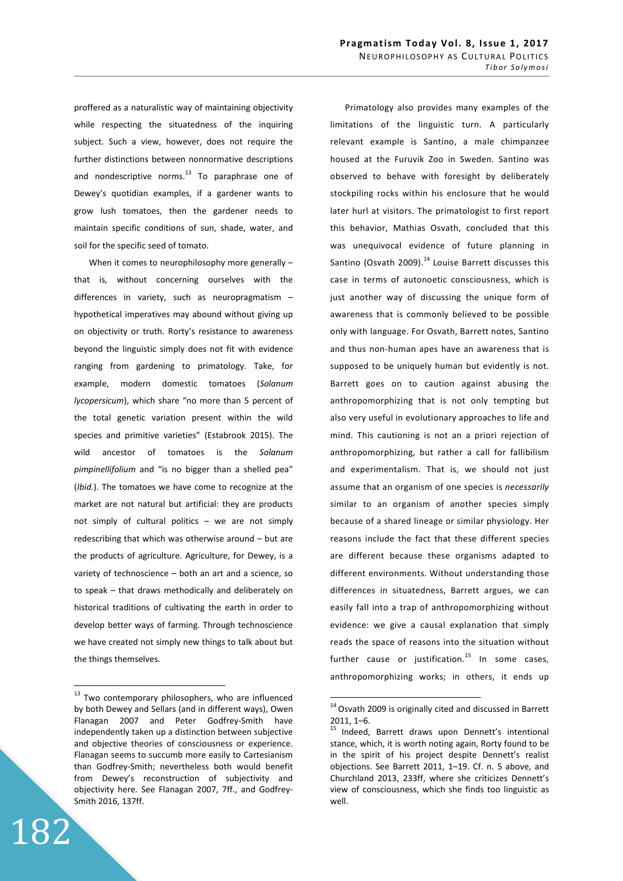proffered as a naturalistic way of maintaining objectivity while respecting the situatedness of the inquiring subject. Such a view, however, does not require the further distinctions between nonnormative descriptions and nondescriptive norms.[13] To paraphrase one of Dewey's quotidian examples, if a gardener wants to grow lush tomatoes, then the gardener needs to maintain specific conditions of sun, shade, water, and soil for the specific seed of tomato.

When it comes to neurophilosophy more generally – that is, without concerning ourselves with the differences in variety, such as neuropragmatism – hypothetical imperatives may abound without giving up on objectivity or truth. Rorty's resistance to awareness beyond the linguistic simply does not fit with evidence ranging from gardening to primatology. Take, for example, modern domestic tomatoes (*Solanum lycopersicum*), which share "no more than 5 percent of the total genetic variation present within the wild species and primitive varieties" (Estabrook 2015). The wild ancestor of tomatoes is the *Solanum pimpinellifolium* and "is no bigger than a shelled pea" (*Ibid.*). The tomatoes we have come to recognize at the market are not natural but artificial: they are products not simply of cultural politics – we are not simply redescribing that which was otherwise around – but are the products of agriculture. Agriculture, for Dewey, is a variety of technoscience – both an art and a science, so to speak – that draws methodically and deliberately on historical traditions of cultivating the earth in order to develop better ways of farming. Through technoscience we have created not simply new things to talk about but the things themselves.

Primatology also provides many examples of the limitations of the linguistic turn. A particularly relevant example is Santino, a male chimpanzee housed at the Furuvik Zoo in Sweden. Santino was observed to behave with foresight by deliberately stockpiling rocks within his enclosure that he would later hurl at visitors. The primatologist to first report this behavior, Mathias Osvath, concluded that this was unequivocal evidence of future planning in Santino (Osvath 2009).[14] Louise Barrett discusses this case in terms of autonoetic consciousness, which is just another way of discussing the unique form of awareness that is commonly believed to be possible only with language. For Osvath, Barrett notes, Santino and thus non-human apes have an awareness that is supposed to be uniquely human but evidently is not. Barrett goes on to caution against abusing the anthropomorphizing that is not only tempting but also very useful in evolutionary approaches to life and mind. This cautioning is not an a priori rejection of anthropomorphizing, but rather a call for fallibilism and experimentalism. That is, we should not just assume that an organism of one species is *necessarily* similar to an organism of another species simply because of a shared lineage or similar physiology. Her reasons include the fact that these different species are different because these organisms adapted to different environments. Without understanding those differences in situatedness, Barrett argues, we can easily fall into a trap of anthropomorphizing without evidence: we give a causal explanation that simply reads the space of reasons into the situation without further cause or justification.[15] In some cases, anthropomorphizing works; in others, it ends up

---

[13] Two contemporary philosophers, who are influenced by both Dewey and Sellars (and in different ways), Owen Flanagan 2007 and Peter Godfrey-Smith have independently taken up a distinction between subjective and objective theories of consciousness or experience. Flanagan seems to succumb more easily to Cartesianism than Godfrey-Smith; nevertheless both would benefit from Dewey's reconstruction of subjectivity and objectivity here. See Flanagan 2007, 7ff., and Godfrey-Smith 2016, 137ff.

[14] Osvath 2009 is originally cited and discussed in Barrett 2011, 1–6.

[15] Indeed, Barrett draws upon Dennett's intentional stance, which, it is worth noting again, Rorty found to be in the spirit of his project despite Dennett's realist objections. See Barrett 2011, 1–19. Cf. n. 5 above, and Churchland 2013, 233ff, where she criticizes Dennett's view of consciousness, which she finds too linguistic as well.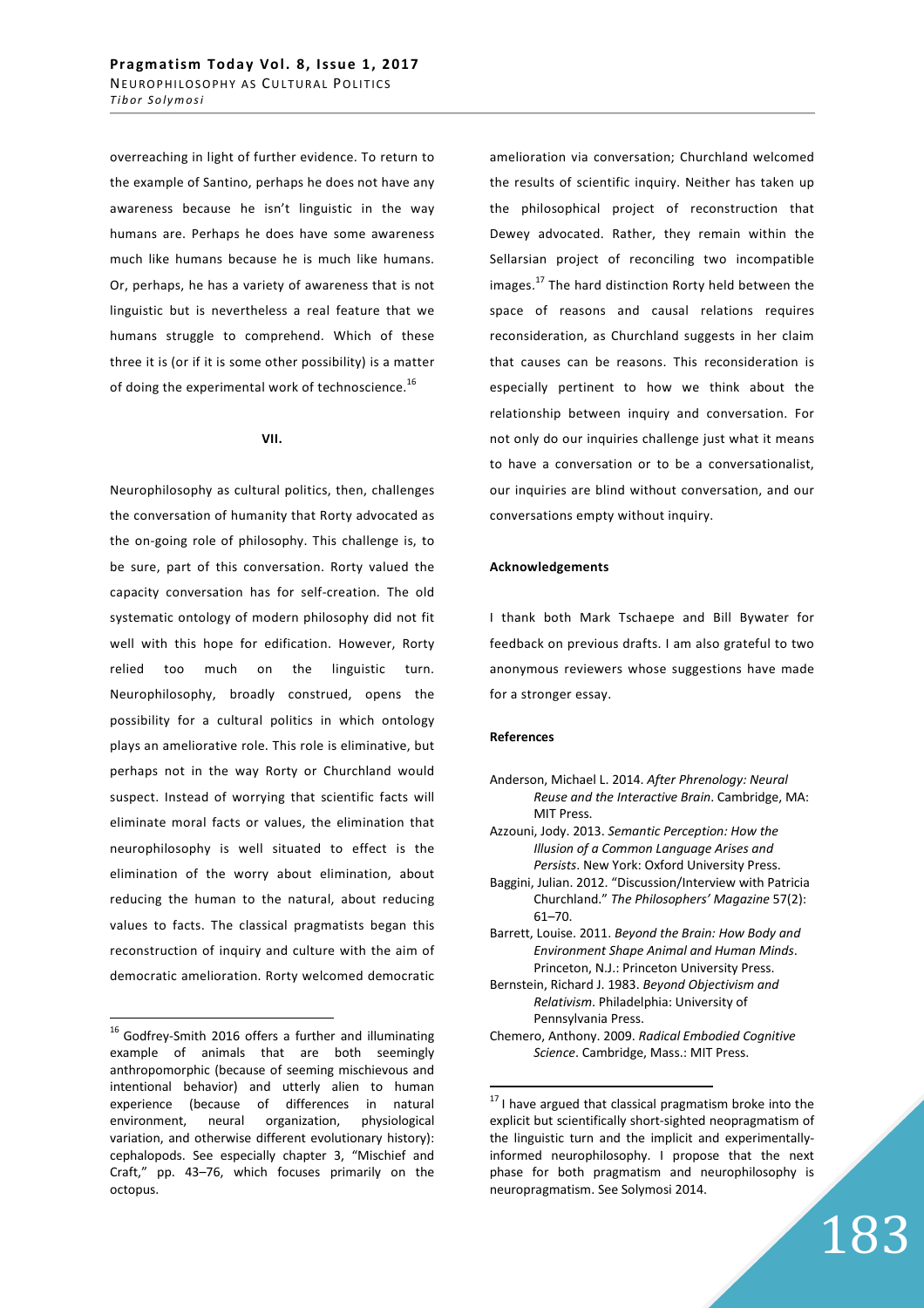overreaching in light of further evidence. To return to the example of Santino, perhaps he does not have any awareness because he isn't linguistic in the way humans are. Perhaps he does have some awareness much like humans because he is much like humans. Or, perhaps, he has a variety of awareness that is not linguistic but is nevertheless a real feature that we humans struggle to comprehend. Which of these three it is (or if it is some other possibility) is a matter of doing the experimental work of technoscience.[16]

## VII.

Neurophilosophy as cultural politics, then, challenges the conversation of humanity that Rorty advocated as the on-going role of philosophy. This challenge is, to be sure, part of this conversation. Rorty valued the capacity conversation has for self-creation. The old systematic ontology of modern philosophy did not fit well with this hope for edification. However, Rorty relied too much on the linguistic turn. Neurophilosophy, broadly construed, opens the possibility for a cultural politics in which ontology plays an ameliorative role. This role is eliminative, but perhaps not in the way Rorty or Churchland would suspect. Instead of worrying that scientific facts will eliminate moral facts or values, the elimination that neurophilosophy is well situated to effect is the elimination of the worry about elimination, about reducing the human to the natural, about reducing values to facts. The classical pragmatists began this reconstruction of inquiry and culture with the aim of democratic amelioration. Rorty welcomed democratic amelioration via conversation; Churchland welcomed the results of scientific inquiry. Neither has taken up the philosophical project of reconstruction that Dewey advocated. Rather, they remain within the Sellarsian project of reconciling two incompatible images.[17] The hard distinction Rorty held between the space of reasons and causal relations requires reconsideration, as Churchland suggests in her claim that causes can be reasons. This reconsideration is especially pertinent to how we think about the relationship between inquiry and conversation. For not only do our inquiries challenge just what it means to have a conversation or to be a conversationalist, our inquiries are blind without conversation, and our conversations empty without inquiry.

### Acknowledgements

I thank both Mark Tschaepe and Bill Bywater for feedback on previous drafts. I am also grateful to two anonymous reviewers whose suggestions have made for a stronger essay.

### References

Anderson, Michael L. 2014. *After Phrenology: Neural Reuse and the Interactive Brain*. Cambridge, MA: MIT Press.

Azzouni, Jody. 2013. *Semantic Perception: How the Illusion of a Common Language Arises and Persists*. New York: Oxford University Press.

Baggini, Julian. 2012. "Discussion/Interview with Patricia Churchland." *The Philosophers' Magazine* 57(2): 61–70.

Barrett, Louise. 2011. *Beyond the Brain: How Body and Environment Shape Animal and Human Minds*. Princeton, N.J.: Princeton University Press.

Bernstein, Richard J. 1983. *Beyond Objectivism and Relativism*. Philadelphia: University of Pennsylvania Press.

Chemero, Anthony. 2009. *Radical Embodied Cognitive Science*. Cambridge, Mass.: MIT Press.

---

[16] Godfrey-Smith 2016 offers a further and illuminating example of animals that are both seemingly anthropomorphic (because of seeming mischievous and intentional behavior) and utterly alien to human experience (because of differences in natural environment, neural organization, physiological variation, and otherwise different evolutionary history): cephalopods. See especially chapter 3, "Mischief and Craft," pp. 43–76, which focuses primarily on the octopus.

[17] I have argued that classical pragmatism broke into the explicit but scientifically short-sighted neopragmatism of the linguistic turn and the implicit and experimentally-informed neurophilosophy. I propose that the next phase for both pragmatism and neurophilosophy is neuropragmatism. See Solymosi 2014.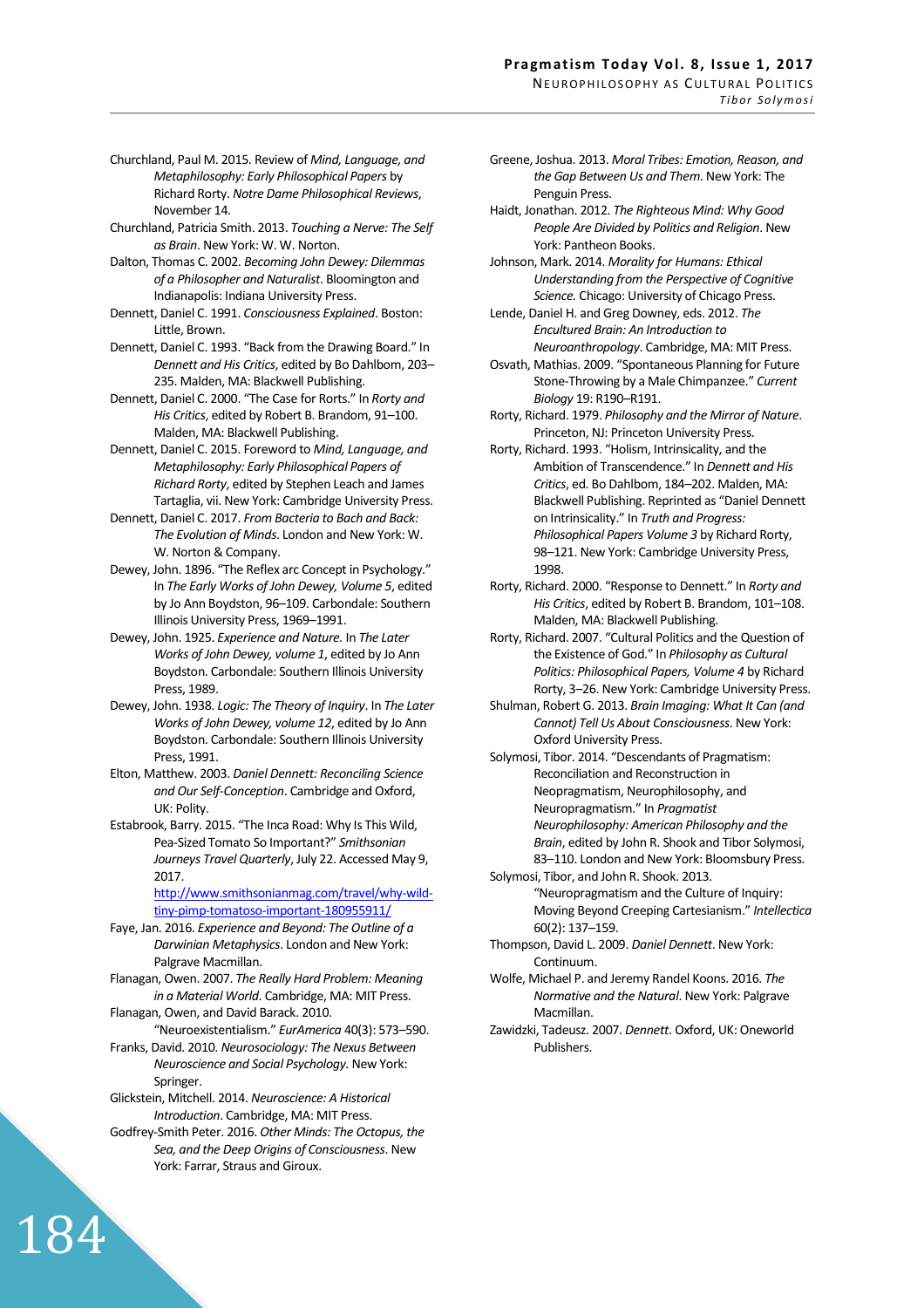Churchland, Paul M. 2015. Review of *Mind, Language, and Metaphilosophy: Early Philosophical Papers* by Richard Rorty. *Notre Dame Philosophical Reviews*, November 14.

Churchland, Patricia Smith. 2013. *Touching a Nerve: The Self as Brain*. New York: W. W. Norton.

Dalton, Thomas C. 2002. *Becoming John Dewey: Dilemmas of a Philosopher and Naturalist*. Bloomington and Indianapolis: Indiana University Press.

Dennett, Daniel C. 1991. *Consciousness Explained*. Boston: Little, Brown.

Dennett, Daniel C. 1993. "Back from the Drawing Board." In *Dennett and His Critics*, edited by Bo Dahlbom, 203–235. Malden, MA: Blackwell Publishing.

Dennett, Daniel C. 2000. "The Case for Rorts." In *Rorty and His Critics*, edited by Robert B. Brandom, 91–100. Malden, MA: Blackwell Publishing.

Dennett, Daniel C. 2015. Foreword to *Mind, Language, and Metaphilosophy: Early Philosophical Papers of Richard Rorty*, edited by Stephen Leach and James Tartaglia, vii. New York: Cambridge University Press.

Dennett, Daniel C. 2017. *From Bacteria to Bach and Back: The Evolution of Minds*. London and New York: W. W. Norton & Company.

Dewey, John. 1896. "The Reflex arc Concept in Psychology." In *The Early Works of John Dewey, Volume 5*, edited by Jo Ann Boydston, 96–109. Carbondale: Southern Illinois University Press, 1969–1991.

Dewey, John. 1925. *Experience and Nature*. In *The Later Works of John Dewey, volume 1*, edited by Jo Ann Boydston. Carbondale: Southern Illinois University Press, 1989.

Dewey, John. 1938. *Logic: The Theory of Inquiry*. In *The Later Works of John Dewey, volume 12*, edited by Jo Ann Boydston. Carbondale: Southern Illinois University Press, 1991.

Elton, Matthew. 2003. *Daniel Dennett: Reconciling Science and Our Self-Conception*. Cambridge and Oxford, UK: Polity.

Estabrook, Barry. 2015. "The Inca Road: Why Is This Wild, Pea-Sized Tomato So Important?" *Smithsonian Journeys Travel Quarterly*, July 22. Accessed May 9, 2017. http://www.smithsonianmag.com/travel/why-wild-tiny-pimp-tomatoso-important-180955911/

Faye, Jan. 2016. *Experience and Beyond: The Outline of a Darwinian Metaphysics*. London and New York: Palgrave Macmillan.

Flanagan, Owen. 2007. *The Really Hard Problem: Meaning in a Material World*. Cambridge, MA: MIT Press.

Flanagan, Owen, and David Barack. 2010. "Neuroexistentialism." *EurAmerica* 40(3): 573–590.

Franks, David. 2010. *Neurosociology: The Nexus Between Neuroscience and Social Psychology*. New York: Springer.

Glickstein, Mitchell. 2014. *Neuroscience: A Historical Introduction*. Cambridge, MA: MIT Press.

Godfrey-Smith Peter. 2016. *Other Minds: The Octopus, the Sea, and the Deep Origins of Consciousness*. New York: Farrar, Straus and Giroux.

Greene, Joshua. 2013. *Moral Tribes: Emotion, Reason, and the Gap Between Us and Them*. New York: The Penguin Press.

Haidt, Jonathan. 2012. *The Righteous Mind: Why Good People Are Divided by Politics and Religion*. New York: Pantheon Books.

Johnson, Mark. 2014. *Morality for Humans: Ethical Understanding from the Perspective of Cognitive Science.* Chicago: University of Chicago Press.

Lende, Daniel H. and Greg Downey, eds. 2012. *The Encultured Brain: An Introduction to Neuroanthropology*. Cambridge, MA: MIT Press.

Osvath, Mathias. 2009. "Spontaneous Planning for Future Stone-Throwing by a Male Chimpanzee." *Current Biology* 19: R190–R191.

Rorty, Richard. 1979. *Philosophy and the Mirror of Nature*. Princeton, NJ: Princeton University Press.

Rorty, Richard. 1993. "Holism, Intrinsicality, and the Ambition of Transcendence." In *Dennett and His Critics*, ed. Bo Dahlbom, 184–202. Malden, MA: Blackwell Publishing. Reprinted as "Daniel Dennett on Intrinsicality." In *Truth and Progress: Philosophical Papers Volume 3* by Richard Rorty, 98–121. New York: Cambridge University Press, 1998.

Rorty, Richard. 2000. "Response to Dennett." In *Rorty and His Critics*, edited by Robert B. Brandom, 101–108. Malden, MA: Blackwell Publishing.

Rorty, Richard. 2007. "Cultural Politics and the Question of the Existence of God." In *Philosophy as Cultural Politics: Philosophical Papers, Volume 4* by Richard Rorty, 3–26. New York: Cambridge University Press.

Shulman, Robert G. 2013. *Brain Imaging: What It Can (and Cannot) Tell Us About Consciousness*. New York: Oxford University Press.

Solymosi, Tibor. 2014. "Descendants of Pragmatism: Reconciliation and Reconstruction in Neopragmatism, Neurophilosophy, and Neuropragmatism." In *Pragmatist Neurophilosophy: American Philosophy and the Brain*, edited by John R. Shook and Tibor Solymosi, 83–110. London and New York: Bloomsbury Press.

Solymosi, Tibor, and John R. Shook. 2013. "Neuropragmatism and the Culture of Inquiry: Moving Beyond Creeping Cartesianism." *Intellectica* 60(2): 137–159.

Thompson, David L. 2009. *Daniel Dennett*. New York: Continuum.

Wolfe, Michael P. and Jeremy Randel Koons. 2016. *The Normative and the Natural*. New York: Palgrave Macmillan.

Zawidzki, Tadeusz. 2007. *Dennett*. Oxford, UK: Oneworld Publishers.